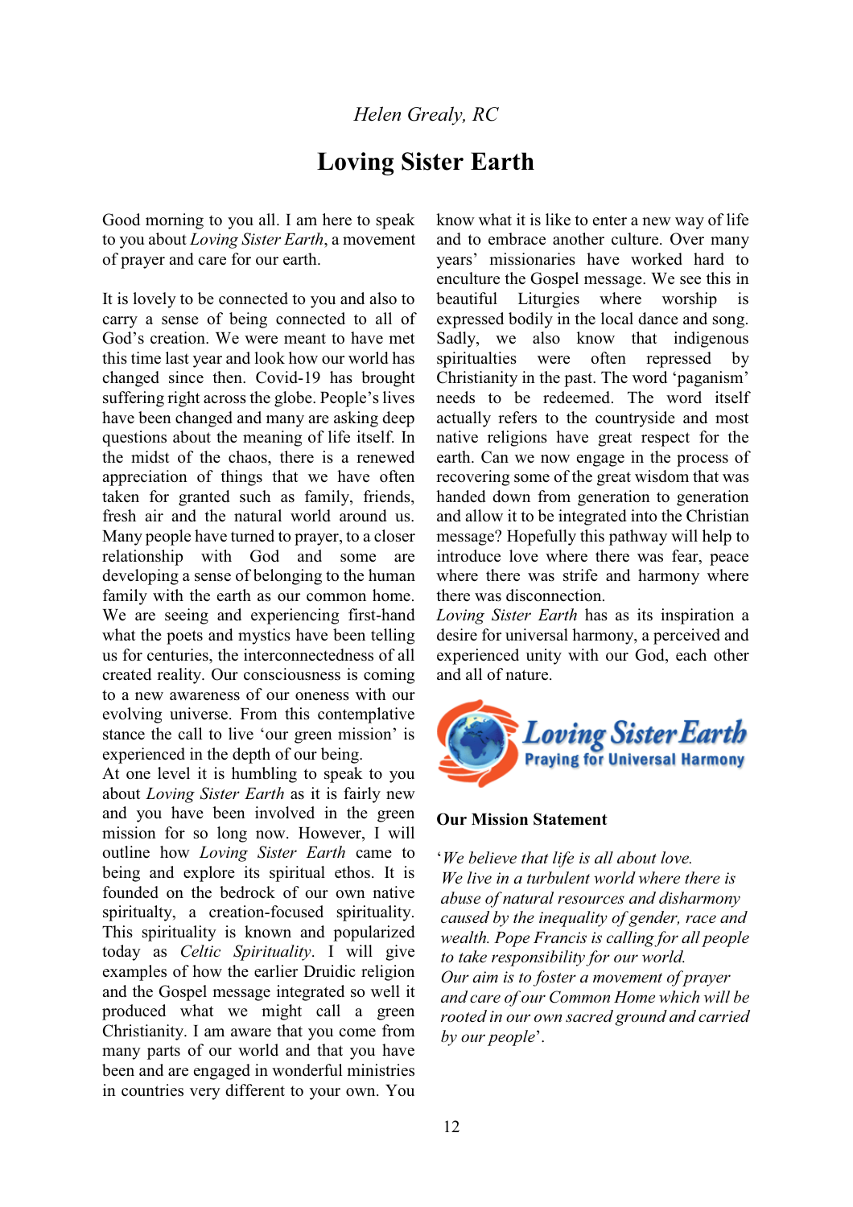*Helen Grealy, RC*

# Loving Sister Earth

Good morning to you all. I am here to speak to you about *Loving Sister Earth*, a movement of prayer and care for our earth.

It is lovely to be connected to you and also to carry a sense of being connected to all of God's creation. We were meant to have met this time last year and look how our world has changed since then. Covid-19 has brought suffering right across the globe. People's lives have been changed and many are asking deep questions about the meaning of life itself. In the midst of the chaos, there is a renewed appreciation of things that we have often taken for granted such as family, friends, fresh air and the natural world around us. Many people have turned to prayer, to a closer relationship with God and some are developing a sense of belonging to the human family with the earth as our common home. We are seeing and experiencing first-hand what the poets and mystics have been telling us for centuries, the interconnectedness of all created reality. Our consciousness is coming to a new awareness of our oneness with our evolving universe. From this contemplative stance the call to live 'our green mission' is experienced in the depth of our being.

At one level it is humbling to speak to you about *Loving Sister Earth* as it is fairly new and you have been involved in the green mission for so long now. However, I will outline how *Loving Sister Earth* came to being and explore its spiritual ethos. It is founded on the bedrock of our own native spiritualty, a creation-focused spirituality. This spirituality is known and popularized today as *Celtic Spirituality*. I will give examples of how the earlier Druidic religion and the Gospel message integrated so well it produced what we might call a green Christianity. I am aware that you come from many parts of our world and that you have been and are engaged in wonderful ministries in countries very different to your own. You know what it is like to enter a new way of life and to embrace another culture. Over many years' missionaries have worked hard to enculture the Gospel message. We see this in beautiful Liturgies where worship is expressed bodily in the local dance and song. Sadly, we also know that indigenous spiritualties were often repressed by Christianity in the past. The word 'paganism' needs to be redeemed. The word itself actually refers to the countryside and most native religions have great respect for the earth. Can we now engage in the process of recovering some of the great wisdom that was handed down from generation to generation and allow it to be integrated into the Christian message? Hopefully this pathway will help to introduce love where there was fear, peace where there was strife and harmony where there was disconnection.

*Loving Sister Earth* has as its inspiration a desire for universal harmony, a perceived and experienced unity with our God, each other and all of nature.

**Loving Sister Earth**
**Praying for Universal Harmony**

**Our Mission Statement**

'*We believe that life is all about love.*
*We live in a turbulent world where there is abuse of natural resources and disharmony caused by the inequality of gender, race and wealth. Pope Francis is calling for all people to take responsibility for our world.*
*Our aim is to foster a movement of prayer and care of our Common Home which will be rooted in our own sacred ground and carried by our people*'.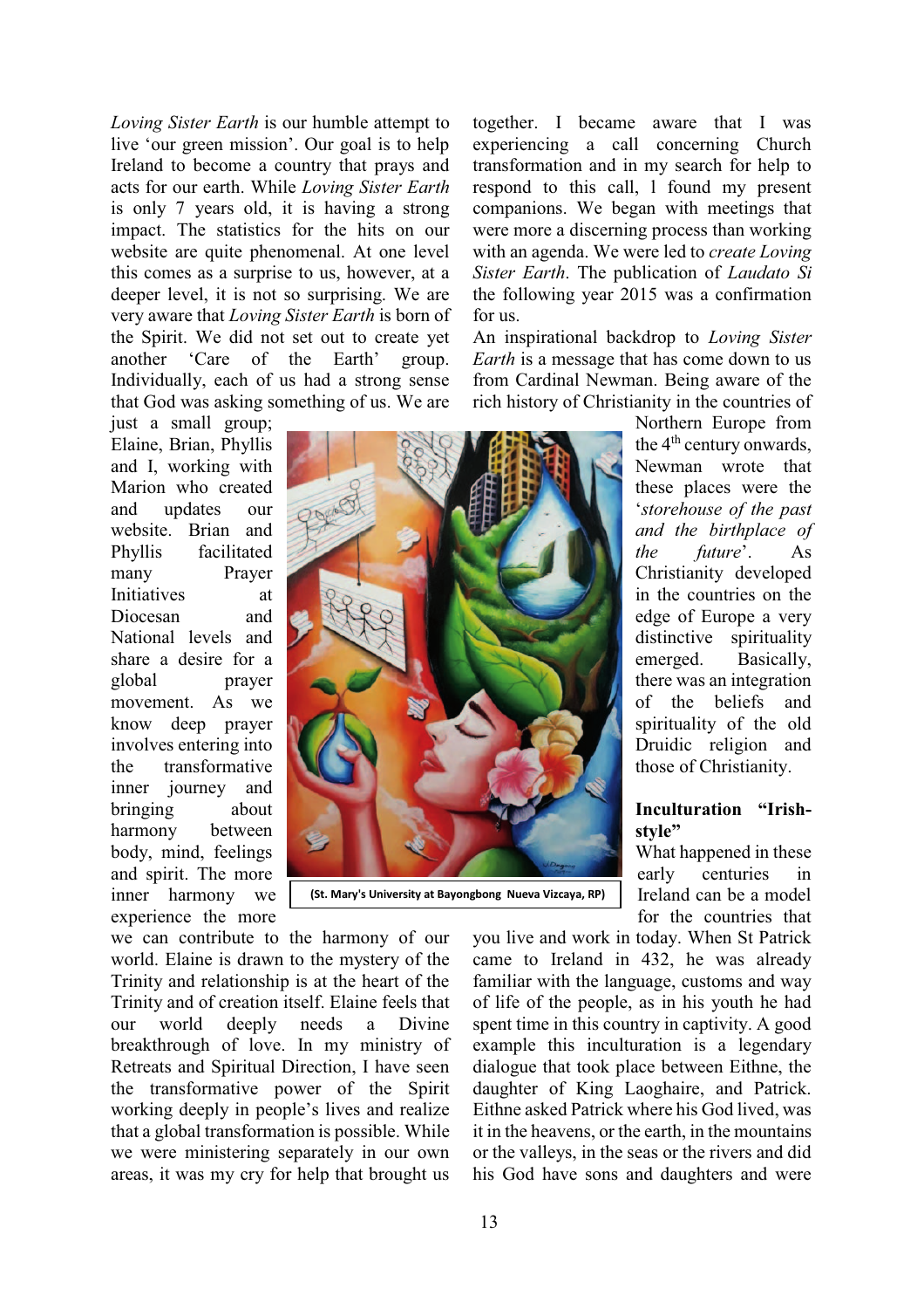*Loving Sister Earth* is our humble attempt to live 'our green mission'. Our goal is to help Ireland to become a country that prays and acts for our earth. While *Loving Sister Earth* is only 7 years old, it is having a strong impact. The statistics for the hits on our website are quite phenomenal. At one level this comes as a surprise to us, however, at a deeper level, it is not so surprising. We are very aware that *Loving Sister Earth* is born of the Spirit. We did not set out to create yet another 'Care of the Earth' group. Individually, each of us had a strong sense that God was asking something of us. We are just a small group; Elaine, Brian, Phyllis and I, working with Marion who created and updates our website. Brian and Phyllis facilitated many Prayer Initiatives at Diocesan and National levels and share a desire for a global prayer movement. As we know deep prayer involves entering into the transformative inner journey and bringing about harmony between body, mind, feelings and spirit. The more inner harmony we experience the more we can contribute to the harmony of our world. Elaine is drawn to the mystery of the Trinity and relationship is at the heart of the Trinity and of creation itself. Elaine feels that our world deeply needs a Divine breakthrough of love. In my ministry of Retreats and Spiritual Direction, I have seen the transformative power of the Spirit working deeply in people's lives and realize that a global transformation is possible. While we were ministering separately in our own areas, it was my cry for help that brought us together. I became aware that I was experiencing a call concerning Church transformation and in my search for help to respond to this call, I found my present companions. We began with meetings that were more a discerning process than working with an agenda. We were led to *create Loving Sister Earth*. The publication of *Laudato Si* the following year 2015 was a confirmation for us.

(St. Mary's University at Bayongbong Nueva Vizcaya, RP)

An inspirational backdrop to *Loving Sister Earth* is a message that has come down to us from Cardinal Newman. Being aware of the rich history of Christianity in the countries of Northern Europe from the 4th century onwards, Newman wrote that these places were the '*storehouse of the past and the birthplace of the future*'. As Christianity developed in the countries on the edge of Europe a very distinctive spirituality emerged. Basically, there was an integration of the beliefs and spirituality of the old Druidic religion and those of Christianity.

**Inculturation "Irish-style"**

What happened in these early centuries in Ireland can be a model for the countries that you live and work in today. When St Patrick came to Ireland in 432, he was already familiar with the language, customs and way of life of the people, as in his youth he had spent time in this country in captivity. A good example this inculturation is a legendary dialogue that took place between Eithne, the daughter of King Laoghaire, and Patrick. Eithne asked Patrick where his God lived, was it in the heavens, or the earth, in the mountains or the valleys, in the seas or the rivers and did his God have sons and daughters and were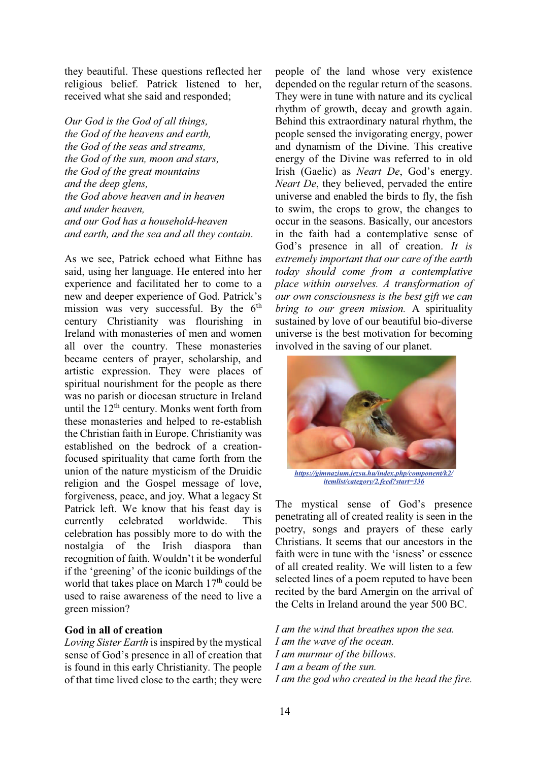they beautiful. These questions reflected her religious belief. Patrick listened to her, received what she said and responded;

*Our God is the God of all things,*
*the God of the heavens and earth,*
*the God of the seas and streams,*
*the God of the sun, moon and stars,*
*the God of the great mountains*
*and the deep glens,*
*the God above heaven and in heaven*
*and under heaven,*
*and our God has a household-heaven*
*and earth, and the sea and all they contain.*

As we see, Patrick echoed what Eithne has said, using her language. He entered into her experience and facilitated her to come to a new and deeper experience of God. Patrick's mission was very successful. By the 6th century Christianity was flourishing in Ireland with monasteries of men and women all over the country. These monasteries became centers of prayer, scholarship, and artistic expression. They were places of spiritual nourishment for the people as there was no parish or diocesan structure in Ireland until the 12th century. Monks went forth from these monasteries and helped to re-establish the Christian faith in Europe. Christianity was established on the bedrock of a creation-focused spirituality that came forth from the union of the nature mysticism of the Druidic religion and the Gospel message of love, forgiveness, peace, and joy. What a legacy St Patrick left. We know that his feast day is currently celebrated worldwide. This celebration has possibly more to do with the nostalgia of the Irish diaspora than recognition of faith. Wouldn't it be wonderful if the 'greening' of the iconic buildings of the world that takes place on March 17th could be used to raise awareness of the need to live a green mission?

**God in all of creation**

*Loving Sister Earth* is inspired by the mystical sense of God's presence in all of creation that is found in this early Christianity. The people of that time lived close to the earth; they were people of the land whose very existence depended on the regular return of the seasons. They were in tune with nature and its cyclical rhythm of growth, decay and growth again. Behind this extraordinary natural rhythm, the people sensed the invigorating energy, power and dynamism of the Divine. This creative energy of the Divine was referred to in old Irish (Gaelic) as *Neart De*, God's energy. *Neart De*, they believed, pervaded the entire universe and enabled the birds to fly, the fish to swim, the crops to grow, the changes to occur in the seasons. Basically, our ancestors in the faith had a contemplative sense of God's presence in all of creation. *It is extremely important that our care of the earth today should come from a contemplative place within ourselves. A transformation of our own consciousness is the best gift we can bring to our green mission.* A spirituality sustained by love of our beautiful bio-diverse universe is the best motivation for becoming involved in the saving of our planet.

https://gimnazium.jezsu.hu/index.php/component/k2/itemlist/category/2.feed?start=336

The mystical sense of God's presence penetrating all of created reality is seen in the poetry, songs and prayers of these early Christians. It seems that our ancestors in the faith were in tune with the 'isness' or essence of all created reality. We will listen to a few selected lines of a poem reputed to have been recited by the bard Amergin on the arrival of the Celts in Ireland around the year 500 BC.

*I am the wind that breathes upon the sea.*
*I am the wave of the ocean.*
*I am murmur of the billows.*
*I am a beam of the sun.*
*I am the god who created in the head the fire.*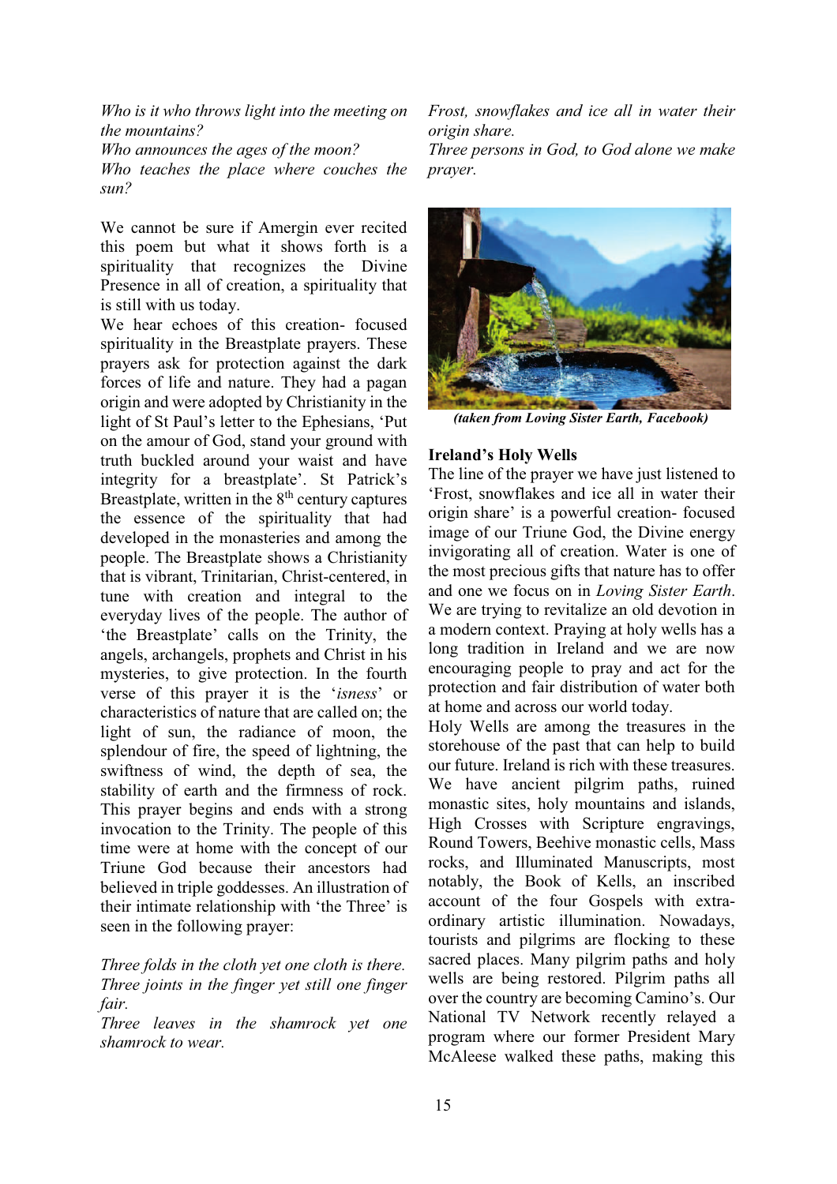*Who is it who throws light into the meeting on the mountains?*
*Who announces the ages of the moon?*
*Who teaches the place where couches the sun?*

We cannot be sure if Amergin ever recited this poem but what it shows forth is a spirituality that recognizes the Divine Presence in all of creation, a spirituality that is still with us today.

We hear echoes of this creation- focused spirituality in the Breastplate prayers. These prayers ask for protection against the dark forces of life and nature. They had a pagan origin and were adopted by Christianity in the light of St Paul's letter to the Ephesians, 'Put on the amour of God, stand your ground with truth buckled around your waist and have integrity for a breastplate'. St Patrick's Breastplate, written in the 8th century captures the essence of the spirituality that had developed in the monasteries and among the people. The Breastplate shows a Christianity that is vibrant, Trinitarian, Christ-centered, in tune with creation and integral to the everyday lives of the people. The author of 'the Breastplate' calls on the Trinity, the angels, archangels, prophets and Christ in his mysteries, to give protection. In the fourth verse of this prayer it is the '*isness*' or characteristics of nature that are called on; the light of sun, the radiance of moon, the splendour of fire, the speed of lightning, the swiftness of wind, the depth of sea, the stability of earth and the firmness of rock. This prayer begins and ends with a strong invocation to the Trinity. The people of this time were at home with the concept of our Triune God because their ancestors had believed in triple goddesses. An illustration of their intimate relationship with 'the Three' is seen in the following prayer:

*Three folds in the cloth yet one cloth is there.*
*Three joints in the finger yet still one finger fair.*
*Three leaves in the shamrock yet one shamrock to wear.*
*Frost, snowflakes and ice all in water their origin share.*
*Three persons in God, to God alone we make prayer.*

***(taken from Loving Sister Earth, Facebook)***

**Ireland's Holy Wells**

The line of the prayer we have just listened to 'Frost, snowflakes and ice all in water their origin share' is a powerful creation- focused image of our Triune God, the Divine energy invigorating all of creation. Water is one of the most precious gifts that nature has to offer and one we focus on in *Loving Sister Earth*. We are trying to revitalize an old devotion in a modern context. Praying at holy wells has a long tradition in Ireland and we are now encouraging people to pray and act for the protection and fair distribution of water both at home and across our world today.

Holy Wells are among the treasures in the storehouse of the past that can help to build our future. Ireland is rich with these treasures. We have ancient pilgrim paths, ruined monastic sites, holy mountains and islands, High Crosses with Scripture engravings, Round Towers, Beehive monastic cells, Mass rocks, and Illuminated Manuscripts, most notably, the Book of Kells, an inscribed account of the four Gospels with extra-ordinary artistic illumination. Nowadays, tourists and pilgrims are flocking to these sacred places. Many pilgrim paths and holy wells are being restored. Pilgrim paths all over the country are becoming Camino's. Our National TV Network recently relayed a program where our former President Mary McAleese walked these paths, making this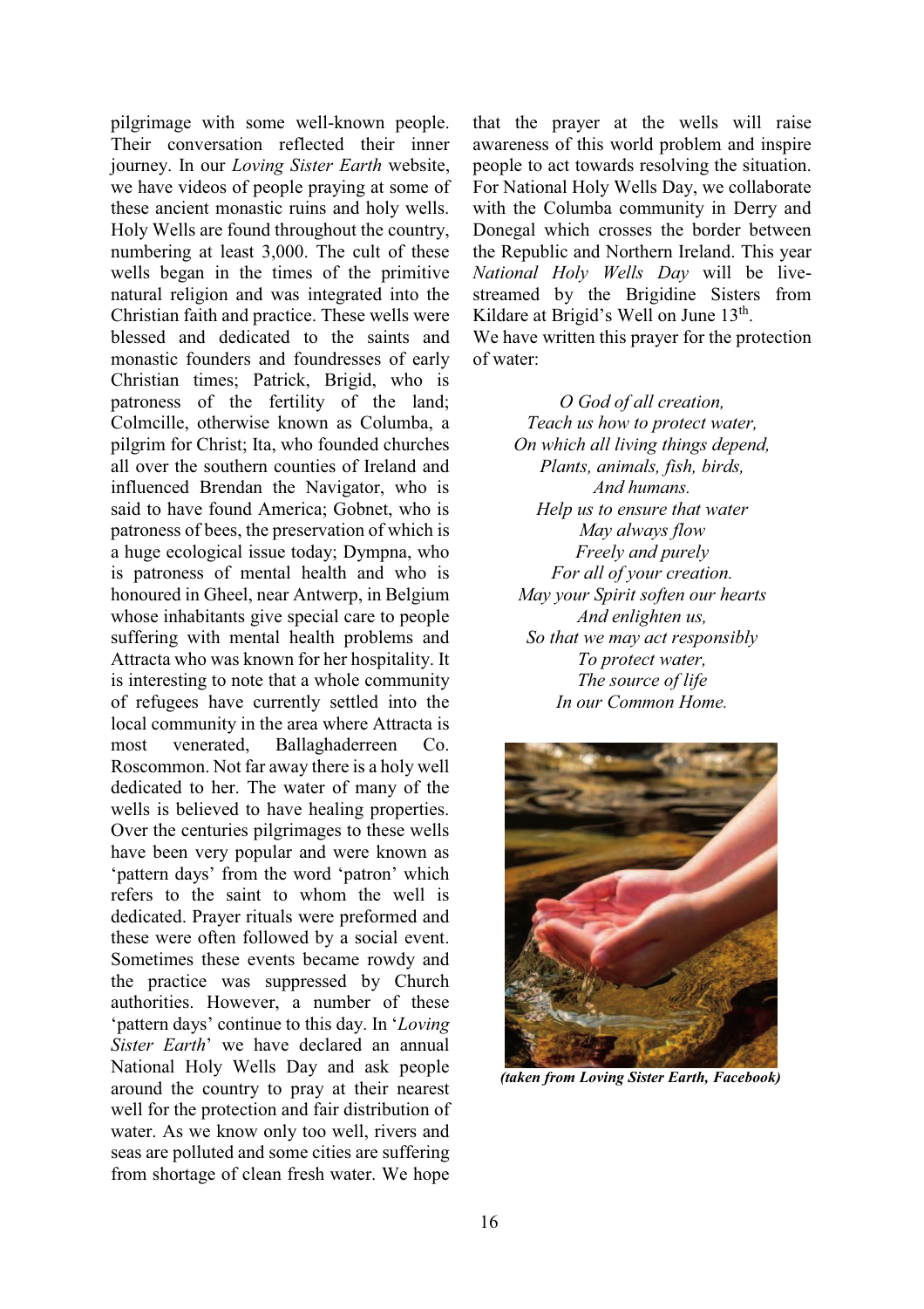pilgrimage with some well-known people. Their conversation reflected their inner journey. In our *Loving Sister Earth* website, we have videos of people praying at some of these ancient monastic ruins and holy wells. Holy Wells are found throughout the country, numbering at least 3,000. The cult of these wells began in the times of the primitive natural religion and was integrated into the Christian faith and practice. These wells were blessed and dedicated to the saints and monastic founders and foundresses of early Christian times; Patrick, Brigid, who is patroness of the fertility of the land; Colmcille, otherwise known as Columba, a pilgrim for Christ; Ita, who founded churches all over the southern counties of Ireland and influenced Brendan the Navigator, who is said to have found America; Gobnet, who is patroness of bees, the preservation of which is a huge ecological issue today; Dympna, who is patroness of mental health and who is honoured in Gheel, near Antwerp, in Belgium whose inhabitants give special care to people suffering with mental health problems and Attracta who was known for her hospitality. It is interesting to note that a whole community of refugees have currently settled into the local community in the area where Attracta is most venerated, Ballaghaderreen Co. Roscommon. Not far away there is a holy well dedicated to her. The water of many of the wells is believed to have healing properties. Over the centuries pilgrimages to these wells have been very popular and were known as 'pattern days' from the word 'patron' which refers to the saint to whom the well is dedicated. Prayer rituals were preformed and these were often followed by a social event. Sometimes these events became rowdy and the practice was suppressed by Church authorities. However, a number of these 'pattern days' continue to this day. In '*Loving Sister Earth*' we have declared an annual National Holy Wells Day and ask people around the country to pray at their nearest well for the protection and fair distribution of water. As we know only too well, rivers and seas are polluted and some cities are suffering from shortage of clean fresh water. We hope that the prayer at the wells will raise awareness of this world problem and inspire people to act towards resolving the situation. For National Holy Wells Day, we collaborate with the Columba community in Derry and Donegal which crosses the border between the Republic and Northern Ireland. This year *National Holy Wells Day* will be live-streamed by the Brigidine Sisters from Kildare at Brigid's Well on June 13th.

We have written this prayer for the protection of water:

*O God of all creation,*
*Teach us how to protect water,*
*On which all living things depend,*
*Plants, animals, fish, birds,*
*And humans.*
*Help us to ensure that water*
*May always flow*
*Freely and purely*
*For all of your creation.*
*May your Spirit soften our hearts*
*And enlighten us,*
*So that we may act responsibly*
*To protect water,*
*The source of life*
*In our Common Home.*

***(taken from Loving Sister Earth, Facebook)***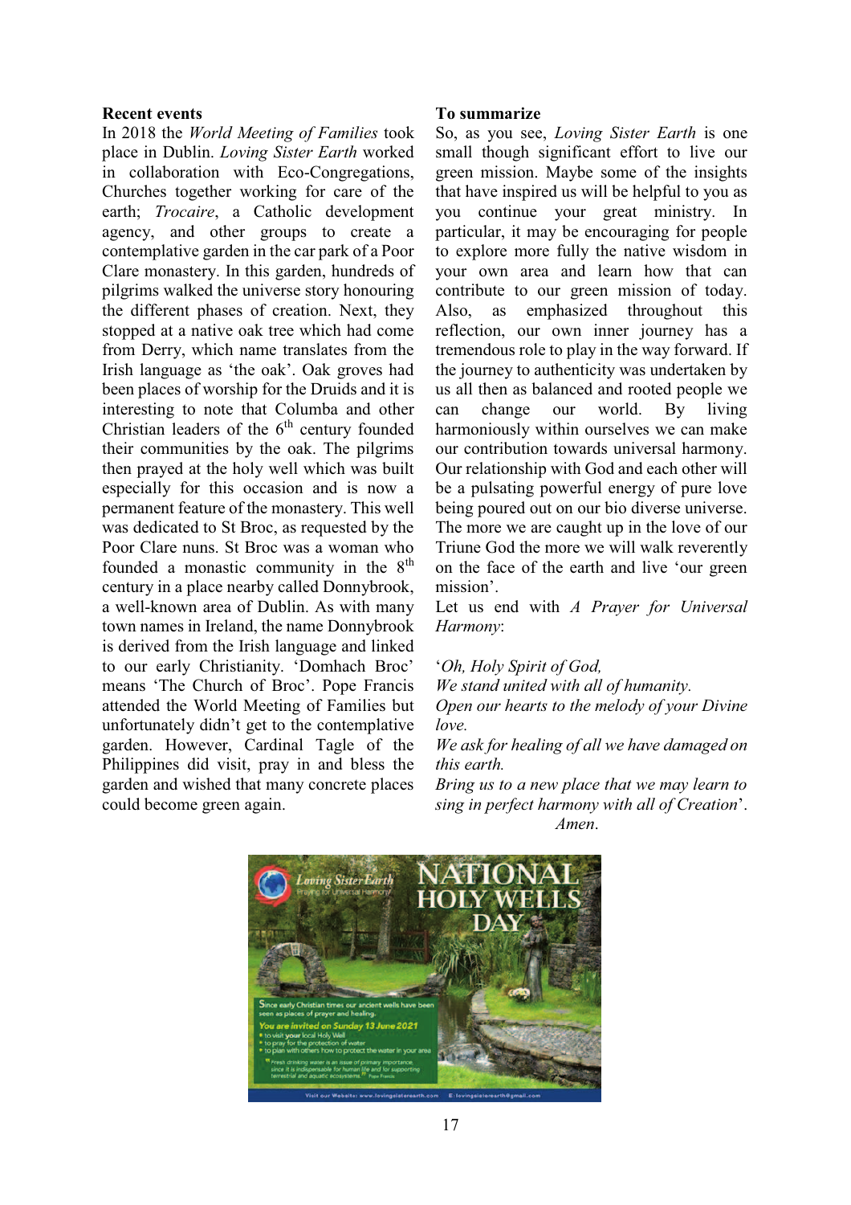**Recent events**

In 2018 the *World Meeting of Families* took place in Dublin. *Loving Sister Earth* worked in collaboration with Eco-Congregations, Churches together working for care of the earth; *Trocaire*, a Catholic development agency, and other groups to create a contemplative garden in the car park of a Poor Clare monastery. In this garden, hundreds of pilgrims walked the universe story honouring the different phases of creation. Next, they stopped at a native oak tree which had come from Derry, which name translates from the Irish language as 'the oak'. Oak groves had been places of worship for the Druids and it is interesting to note that Columba and other Christian leaders of the 6th century founded their communities by the oak. The pilgrims then prayed at the holy well which was built especially for this occasion and is now a permanent feature of the monastery. This well was dedicated to St Broc, as requested by the Poor Clare nuns. St Broc was a woman who founded a monastic community in the 8th century in a place nearby called Donnybrook, a well-known area of Dublin. As with many town names in Ireland, the name Donnybrook is derived from the Irish language and linked to our early Christianity. 'Domhach Broc' means 'The Church of Broc'. Pope Francis attended the World Meeting of Families but unfortunately didn't get to the contemplative garden. However, Cardinal Tagle of the Philippines did visit, pray in and bless the garden and wished that many concrete places could become green again.

**To summarize**

So, as you see, *Loving Sister Earth* is one small though significant effort to live our green mission. Maybe some of the insights that have inspired us will be helpful to you as you continue your great ministry. In particular, it may be encouraging for people to explore more fully the native wisdom in your own area and learn how that can contribute to our green mission of today. Also, as emphasized throughout this reflection, our own inner journey has a tremendous role to play in the way forward. If the journey to authenticity was undertaken by us all then as balanced and rooted people we can change our world. By living harmoniously within ourselves we can make our contribution towards universal harmony. Our relationship with God and each other will be a pulsating powerful energy of pure love being poured out on our bio diverse universe. The more we are caught up in the love of our Triune God the more we will walk reverently on the face of the earth and live 'our green mission'.

Let us end with *A Prayer for Universal Harmony*:

'*Oh, Holy Spirit of God,*
*We stand united with all of humanity.*
*Open our hearts to the melody of your Divine love.*
*We ask for healing of all we have damaged on this earth.*
*Bring us to a new place that we may learn to sing in perfect harmony with all of Creation*'.
*Amen*.

Loving Sister Earth
Praying for Universal Harmony

NATIONAL HOLY WELLS DAY

Since early Christian times our ancient wells have been seen as places of prayer and healing.

You are invited on Sunday 13 June 2021
- to visit your local Holy Well
- to pray for the protection of water
- to plan with others how to protect the water in your area

"Fresh drinking water is an issue of primary importance, since it is indispensable for human life and for supporting terrestrial and aquatic ecosystems." Pope Francis

Visit our Website: www.lovingsisterearth.com E: lovingsisterearth@gmail.com